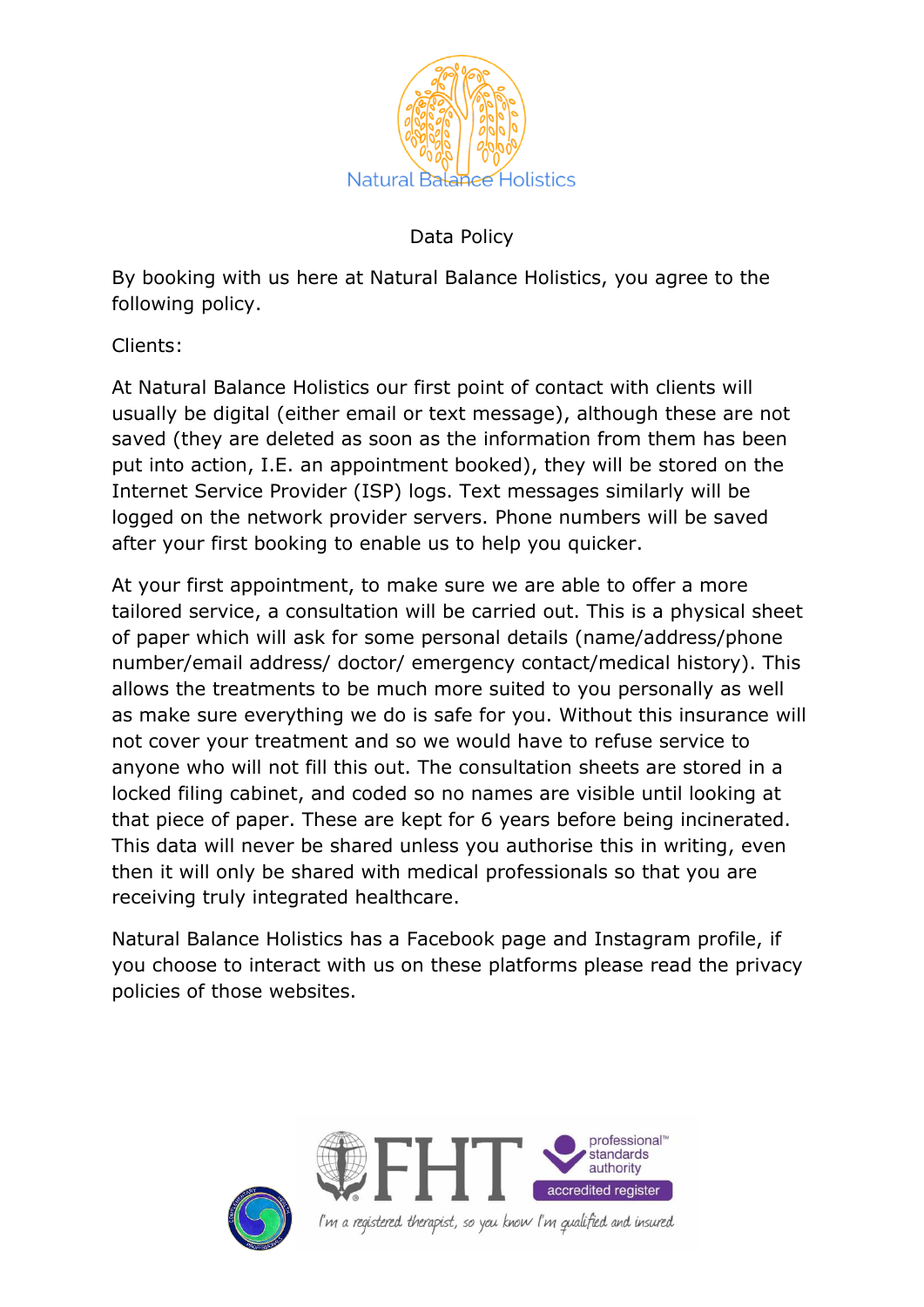Natural Balance Holistics

# Data Policy

By booking with us here at Natural Balance Holistics, you agree to the following policy.

Clients:

At Natural Balance Holistics our first point of contact with clients will usually be digital (either email or text message), although these are not saved (they are deleted as soon as the information from them has been put into action, I.E. an appointment booked), they will be stored on the Internet Service Provider (ISP) logs. Text messages similarly will be logged on the network provider servers. Phone numbers will be saved after your first booking to enable us to help you quicker.

At your first appointment, to make sure we are able to offer a more tailored service, a consultation will be carried out. This is a physical sheet of paper which will ask for some personal details (name/address/phone number/email address/ doctor/ emergency contact/medical history). This allows the treatments to be much more suited to you personally as well as make sure everything we do is safe for you. Without this insurance will not cover your treatment and so we would have to refuse service to anyone who will not fill this out. The consultation sheets are stored in a locked filing cabinet, and coded so no names are visible until looking at that piece of paper. These are kept for 6 years before being incinerated. This data will never be shared unless you authorise this in writing, even then it will only be shared with medical professionals so that you are receiving truly integrated healthcare.

Natural Balance Holistics has a Facebook page and Instagram profile, if you choose to interact with us on these platforms please read the privacy policies of those websites.

FHT — professional standards authority accredited register

*I'm a registered therapist, so you know I'm qualified and insured*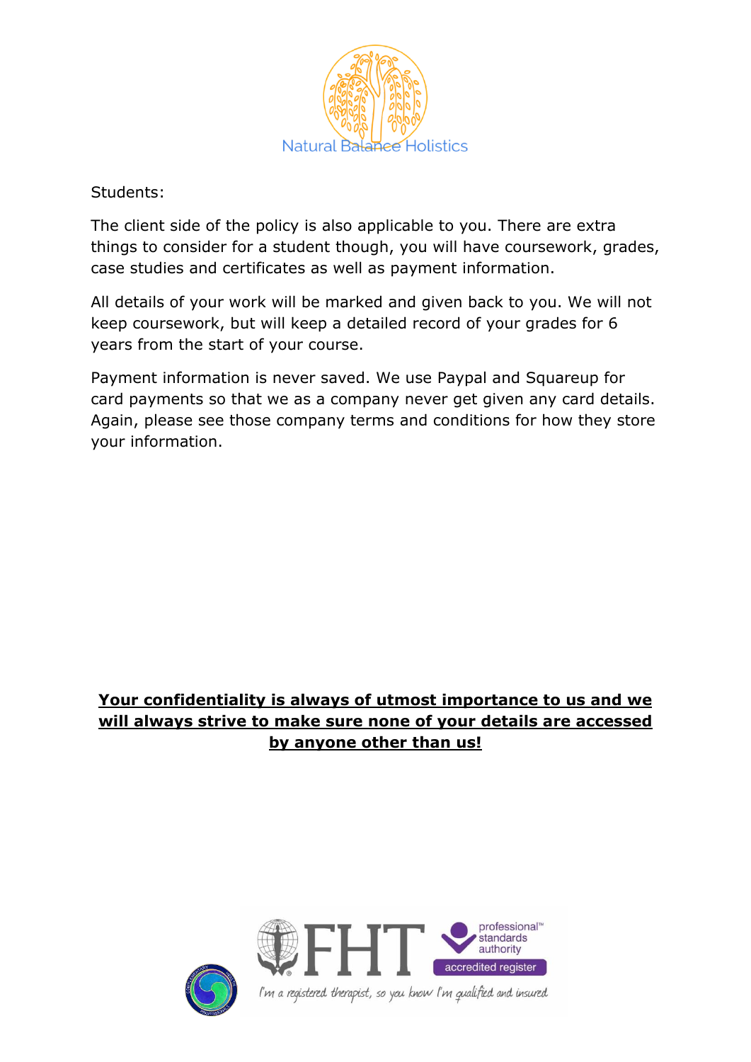Natural Balance Holistics

Students:

The client side of the policy is also applicable to you. There are extra things to consider for a student though, you will have coursework, grades, case studies and certificates as well as payment information.

All details of your work will be marked and given back to you. We will not keep coursework, but will keep a detailed record of your grades for 6 years from the start of your course.

Payment information is never saved. We use Paypal and Squareup for card payments so that we as a company never get given any card details. Again, please see those company terms and conditions for how they store your information.

**Your confidentiality is always of utmost importance to us and we will always strive to make sure none of your details are accessed by anyone other than us!**

FHT professional™ standards authority accredited register

I'm a registered therapist, so you know I'm qualified and insured